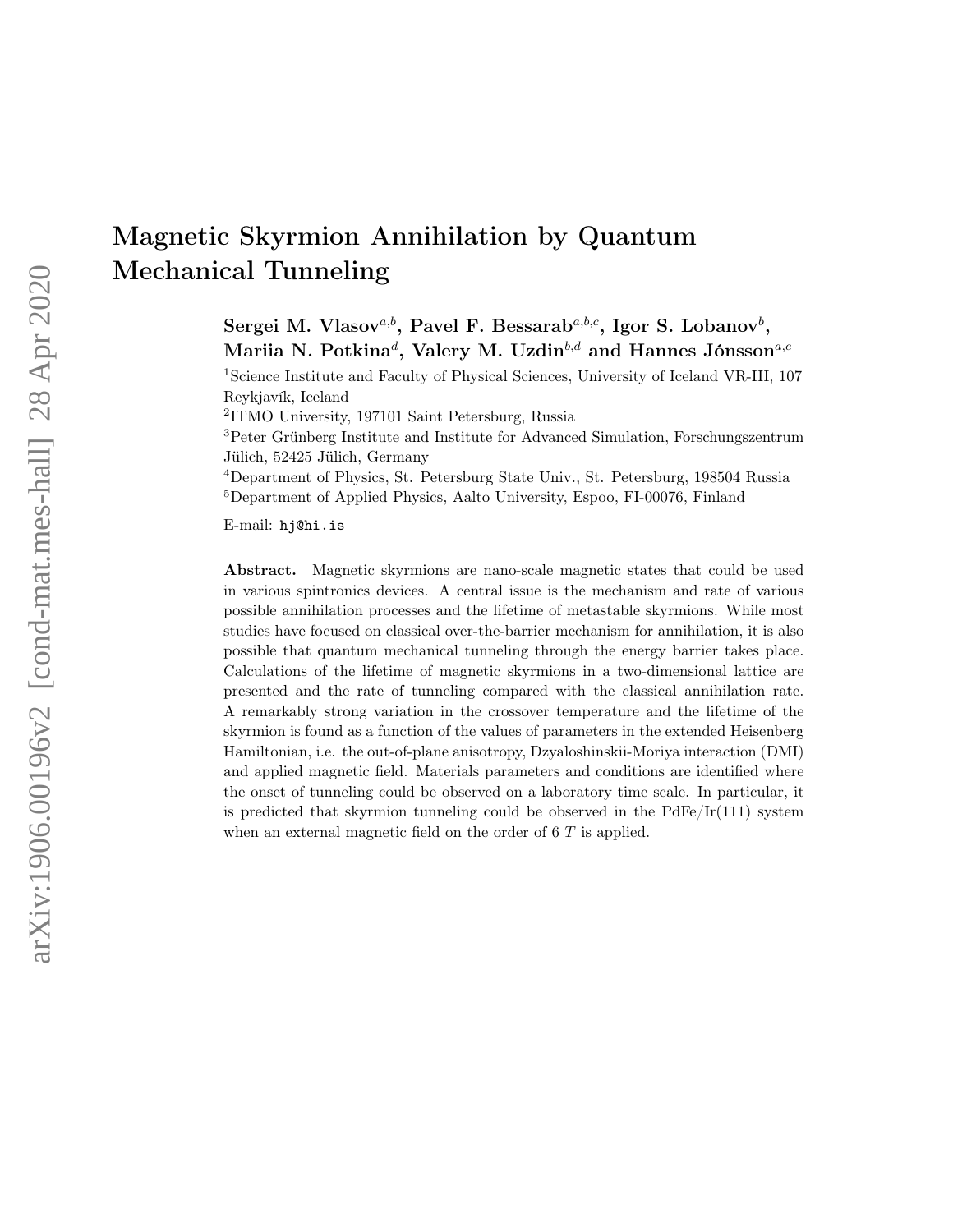# Magnetic Skyrmion Annihilation by Quantum Mechanical Tunneling

**Sergei M. Vlasov**[a,b], **Pavel F. Bessarab**[a,b,c], **Igor S. Lobanov**[b], **Mariia N. Potkina**[d], **Valery M. Uzdin**[b,d] **and Hannes Jónsson**[a,e]

[1]Science Institute and Faculty of Physical Sciences, University of Iceland VR-III, 107 Reykjavík, Iceland

[2]ITMO University, 197101 Saint Petersburg, Russia

[3]Peter Grünberg Institute and Institute for Advanced Simulation, Forschungszentrum Jülich, 52425 Jülich, Germany

[4]Department of Physics, St. Petersburg State Univ., St. Petersburg, 198504 Russia

[5]Department of Applied Physics, Aalto University, Espoo, FI-00076, Finland

E-mail: hj@hi.is

**Abstract.** Magnetic skyrmions are nano-scale magnetic states that could be used in various spintronics devices. A central issue is the mechanism and rate of various possible annihilation processes and the lifetime of metastable skyrmions. While most studies have focused on classical over-the-barrier mechanism for annihilation, it is also possible that quantum mechanical tunneling through the energy barrier takes place. Calculations of the lifetime of magnetic skyrmions in a two-dimensional lattice are presented and the rate of tunneling compared with the classical annihilation rate. A remarkably strong variation in the crossover temperature and the lifetime of the skyrmion is found as a function of the values of parameters in the extended Heisenberg Hamiltonian, i.e. the out-of-plane anisotropy, Dzyaloshinskii-Moriya interaction (DMI) and applied magnetic field. Materials parameters and conditions are identified where the onset of tunneling could be observed on a laboratory time scale. In particular, it is predicted that skyrmion tunneling could be observed in the PdFe/Ir(111) system when an external magnetic field on the order of 6 $T$ is applied.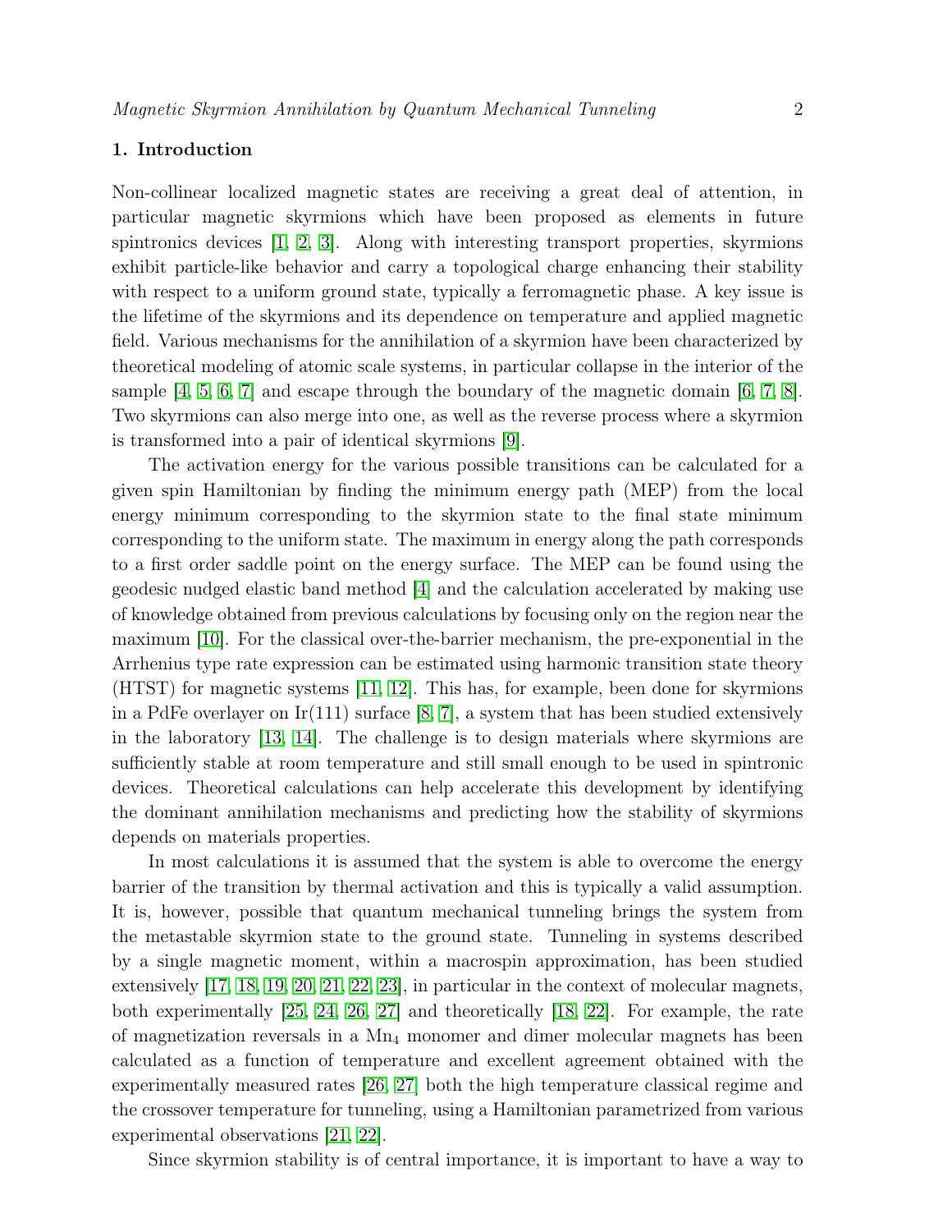## 1. Introduction

Non-collinear localized magnetic states are receiving a great deal of attention, in particular magnetic skyrmions which have been proposed as elements in future spintronics devices [1, 2, 3]. Along with interesting transport properties, skyrmions exhibit particle-like behavior and carry a topological charge enhancing their stability with respect to a uniform ground state, typically a ferromagnetic phase. A key issue is the lifetime of the skyrmions and its dependence on temperature and applied magnetic field. Various mechanisms for the annihilation of a skyrmion have been characterized by theoretical modeling of atomic scale systems, in particular collapse in the interior of the sample [4, 5, 6, 7] and escape through the boundary of the magnetic domain [6, 7, 8]. Two skyrmions can also merge into one, as well as the reverse process where a skyrmion is transformed into a pair of identical skyrmions [9].

The activation energy for the various possible transitions can be calculated for a given spin Hamiltonian by finding the minimum energy path (MEP) from the local energy minimum corresponding to the skyrmion state to the final state minimum corresponding to the uniform state. The maximum in energy along the path corresponds to a first order saddle point on the energy surface. The MEP can be found using the geodesic nudged elastic band method [4] and the calculation accelerated by making use of knowledge obtained from previous calculations by focusing only on the region near the maximum [10]. For the classical over-the-barrier mechanism, the pre-exponential in the Arrhenius type rate expression can be estimated using harmonic transition state theory (HTST) for magnetic systems [11, 12]. This has, for example, been done for skyrmions in a PdFe overlayer on Ir(111) surface [8, 7], a system that has been studied extensively in the laboratory [13, 14]. The challenge is to design materials where skyrmions are sufficiently stable at room temperature and still small enough to be used in spintronic devices. Theoretical calculations can help accelerate this development by identifying the dominant annihilation mechanisms and predicting how the stability of skyrmions depends on materials properties.

In most calculations it is assumed that the system is able to overcome the energy barrier of the transition by thermal activation and this is typically a valid assumption. It is, however, possible that quantum mechanical tunneling brings the system from the metastable skyrmion state to the ground state. Tunneling in systems described by a single magnetic moment, within a macrospin approximation, has been studied extensively [17, 18, 19, 20, 21, 22, 23], in particular in the context of molecular magnets, both experimentally [25, 24, 26, 27] and theoretically [18, 22]. For example, the rate of magnetization reversals in a $Mn_4$ monomer and dimer molecular magnets has been calculated as a function of temperature and excellent agreement obtained with the experimentally measured rates [26, 27] both the high temperature classical regime and the crossover temperature for tunneling, using a Hamiltonian parametrized from various experimental observations [21, 22].

Since skyrmion stability is of central importance, it is important to have a way to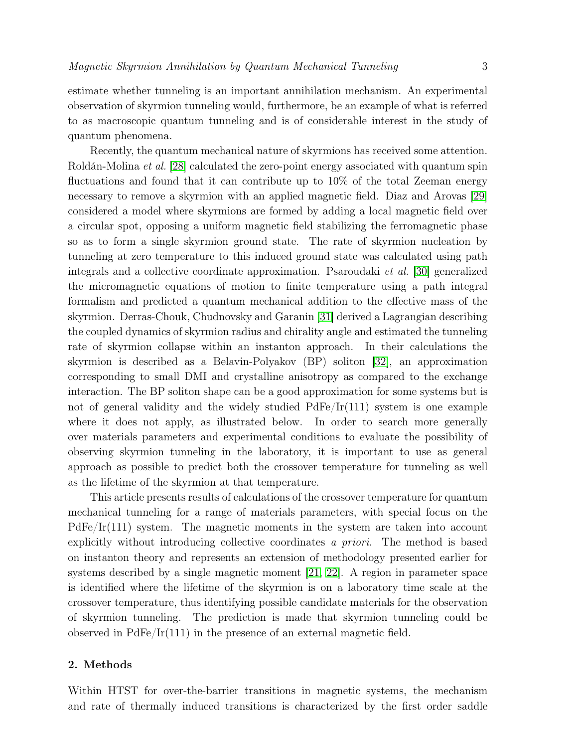estimate whether tunneling is an important annihilation mechanism. An experimental observation of skyrmion tunneling would, furthermore, be an example of what is referred to as macroscopic quantum tunneling and is of considerable interest in the study of quantum phenomena.

Recently, the quantum mechanical nature of skyrmions has received some attention. Roldán-Molina *et al.* [28] calculated the zero-point energy associated with quantum spin fluctuations and found that it can contribute up to 10% of the total Zeeman energy necessary to remove a skyrmion with an applied magnetic field. Diaz and Arovas [29] considered a model where skyrmions are formed by adding a local magnetic field over a circular spot, opposing a uniform magnetic field stabilizing the ferromagnetic phase so as to form a single skyrmion ground state. The rate of skyrmion nucleation by tunneling at zero temperature to this induced ground state was calculated using path integrals and a collective coordinate approximation. Psaroudaki *et al.* [30] generalized the micromagnetic equations of motion to finite temperature using a path integral formalism and predicted a quantum mechanical addition to the effective mass of the skyrmion. Derras-Chouk, Chudnovsky and Garanin [31] derived a Lagrangian describing the coupled dynamics of skyrmion radius and chirality angle and estimated the tunneling rate of skyrmion collapse within an instanton approach. In their calculations the skyrmion is described as a Belavin-Polyakov (BP) soliton [32], an approximation corresponding to small DMI and crystalline anisotropy as compared to the exchange interaction. The BP soliton shape can be a good approximation for some systems but is not of general validity and the widely studied PdFe/Ir(111) system is one example where it does not apply, as illustrated below. In order to search more generally over materials parameters and experimental conditions to evaluate the possibility of observing skyrmion tunneling in the laboratory, it is important to use as general approach as possible to predict both the crossover temperature for tunneling as well as the lifetime of the skyrmion at that temperature.

This article presents results of calculations of the crossover temperature for quantum mechanical tunneling for a range of materials parameters, with special focus on the PdFe/Ir(111) system. The magnetic moments in the system are taken into account explicitly without introducing collective coordinates *a priori*. The method is based on instanton theory and represents an extension of methodology presented earlier for systems described by a single magnetic moment [21, 22]. A region in parameter space is identified where the lifetime of the skyrmion is on a laboratory time scale at the crossover temperature, thus identifying possible candidate materials for the observation of skyrmion tunneling. The prediction is made that skyrmion tunneling could be observed in PdFe/Ir(111) in the presence of an external magnetic field.

## 2. Methods

Within HTST for over-the-barrier transitions in magnetic systems, the mechanism and rate of thermally induced transitions is characterized by the first order saddle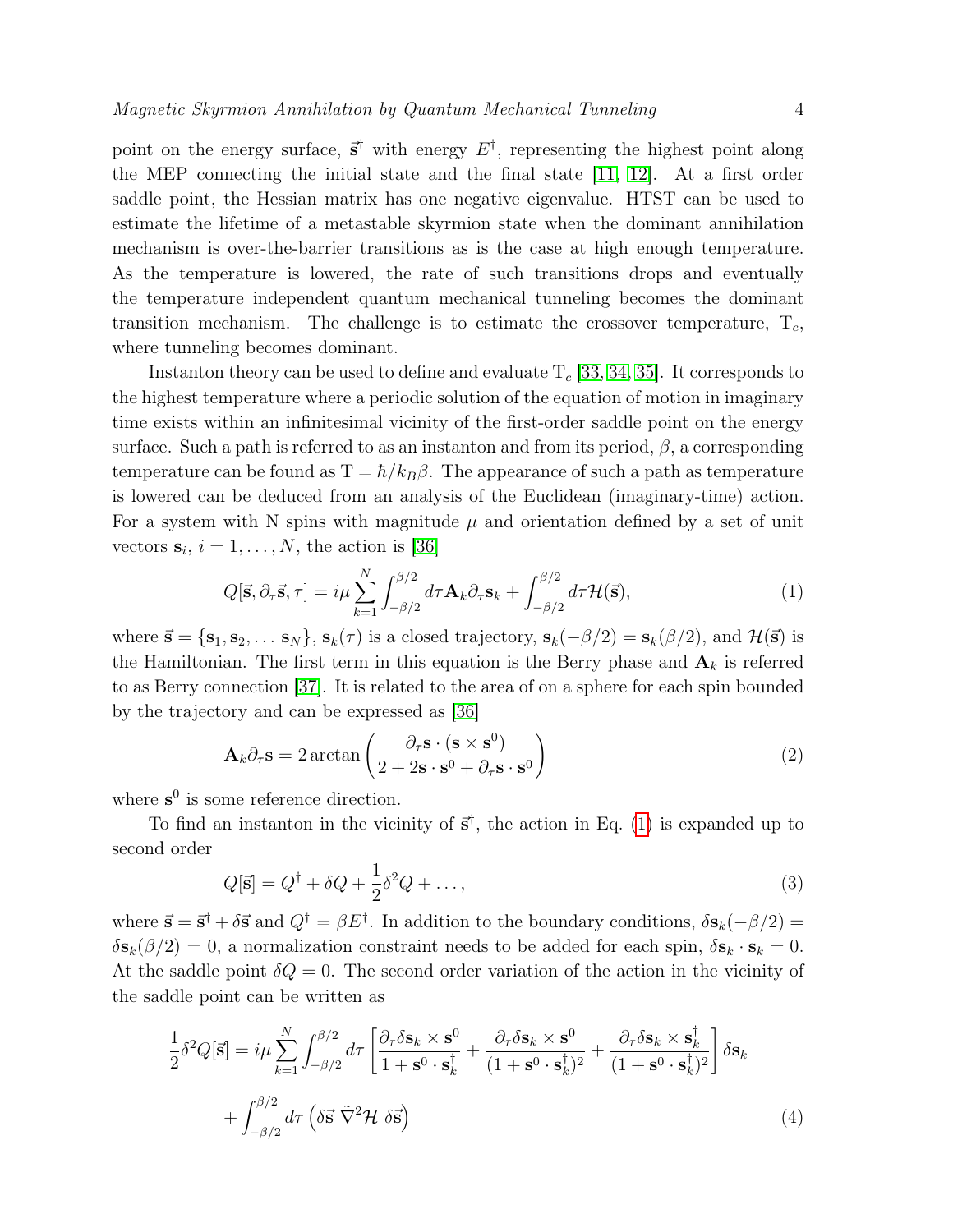point on the energy surface, $\vec{\mathbf{s}}^\dagger$ with energy $E^\dagger$, representing the highest point along the MEP connecting the initial state and the final state [11, 12]. At a first order saddle point, the Hessian matrix has one negative eigenvalue. HTST can be used to estimate the lifetime of a metastable skyrmion state when the dominant annihilation mechanism is over-the-barrier transitions as is the case at high enough temperature. As the temperature is lowered, the rate of such transitions drops and eventually the temperature independent quantum mechanical tunneling becomes the dominant transition mechanism. The challenge is to estimate the crossover temperature, $\mathrm{T}_c$, where tunneling becomes dominant.

Instanton theory can be used to define and evaluate $\mathrm{T}_c$ [33, 34, 35]. It corresponds to the highest temperature where a periodic solution of the equation of motion in imaginary time exists within an infinitesimal vicinity of the first-order saddle point on the energy surface. Such a path is referred to as an instanton and from its period, $\beta$, a corresponding temperature can be found as $\mathrm{T} = \hbar/k_B\beta$. The appearance of such a path as temperature is lowered can be deduced from an analysis of the Euclidean (imaginary-time) action. For a system with N spins with magnitude $\mu$ and orientation defined by a set of unit vectors $\mathbf{s}_i$, $i = 1, \ldots, N$, the action is [36]

$$Q[\vec{\mathbf{s}}, \partial_\tau \vec{\mathbf{s}}, \tau] = i\mu \sum_{k=1}^{N} \int_{-\beta/2}^{\beta/2} d\tau \mathbf{A}_k \partial_\tau \mathbf{s}_k + \int_{-\beta/2}^{\beta/2} d\tau \mathcal{H}(\vec{\mathbf{s}}), \tag{1}$$

where $\vec{\mathbf{s}} = \{\mathbf{s}_1, \mathbf{s}_2, \ldots \mathbf{s}_N\}$, $\mathbf{s}_k(\tau)$ is a closed trajectory, $\mathbf{s}_k(-\beta/2) = \mathbf{s}_k(\beta/2)$, and $\mathcal{H}(\vec{\mathbf{s}})$ is the Hamiltonian. The first term in this equation is the Berry phase and $\mathbf{A}_k$ is referred to as Berry connection [37]. It is related to the area of on a sphere for each spin bounded by the trajectory and can be expressed as [36]

$$\mathbf{A}_k \partial_\tau \mathbf{s} = 2 \arctan\left( \frac{\partial_\tau \mathbf{s} \cdot (\mathbf{s} \times \mathbf{s}^0)}{2 + 2\mathbf{s} \cdot \mathbf{s}^0 + \partial_\tau \mathbf{s} \cdot \mathbf{s}^0} \right) \tag{2}$$

where $\mathbf{s}^0$ is some reference direction.

To find an instanton in the vicinity of $\vec{\mathbf{s}}^\dagger$, the action in Eq. (1) is expanded up to second order

$$Q[\vec{\mathbf{s}}] = Q^\dagger + \delta Q + \frac{1}{2}\delta^2 Q + \ldots, \tag{3}$$

where $\vec{\mathbf{s}} = \vec{\mathbf{s}}^\dagger + \delta\vec{\mathbf{s}}$ and $Q^\dagger = \beta E^\dagger$. In addition to the boundary conditions, $\delta\mathbf{s}_k(-\beta/2) = \delta\mathbf{s}_k(\beta/2) = 0$, a normalization constraint needs to be added for each spin, $\delta\mathbf{s}_k \cdot \mathbf{s}_k = 0$. At the saddle point $\delta Q = 0$. The second order variation of the action in the vicinity of the saddle point can be written as

$$\frac{1}{2}\delta^2 Q[\vec{\mathbf{s}}] = i\mu \sum_{k=1}^{N} \int_{-\beta/2}^{\beta/2} d\tau \left[ \frac{\partial_\tau \delta\mathbf{s}_k \times \mathbf{s}^0}{1 + \mathbf{s}^0 \cdot \mathbf{s}_k^\dagger} + \frac{\partial_\tau \delta\mathbf{s}_k \times \mathbf{s}^0}{(1 + \mathbf{s}^0 \cdot \mathbf{s}_k^\dagger)^2} + \frac{\partial_\tau \delta\mathbf{s}_k \times \mathbf{s}_k^\dagger}{(1 + \mathbf{s}^0 \cdot \mathbf{s}_k^\dagger)^2} \right] \delta\mathbf{s}_k$$
$$+ \int_{-\beta/2}^{\beta/2} d\tau \left( \delta\vec{\mathbf{s}} \; \tilde{\nabla}^2 \mathcal{H} \; \delta\vec{\mathbf{s}} \right) \tag{4}$$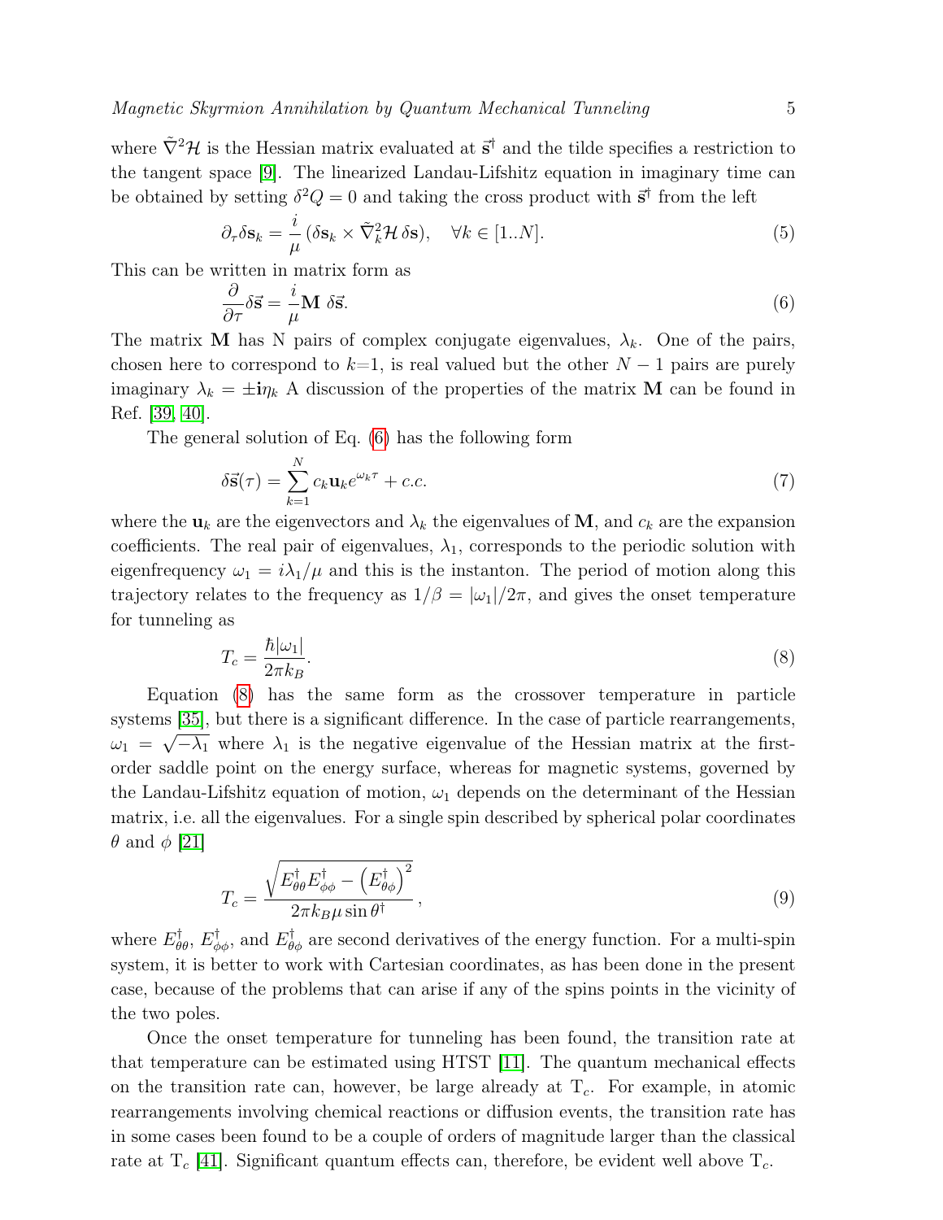where $\tilde{\nabla}^2\mathcal{H}$ is the Hessian matrix evaluated at $\vec{\mathbf{s}}^\dagger$ and the tilde specifies a restriction to the tangent space [9]. The linearized Landau-Lifshitz equation in imaginary time can be obtained by setting $\delta^2 Q = 0$ and taking the cross product with $\vec{\mathbf{s}}^\dagger$ from the left

$$\partial_\tau \delta\mathbf{s}_k = \frac{i}{\mu}\left(\delta\mathbf{s}_k \times \tilde{\nabla}_k^2\mathcal{H}\,\delta\mathbf{s}\right), \quad \forall k \in [1..N]. \tag{5}$$

This can be written in matrix form as

$$\frac{\partial}{\partial\tau}\delta\vec{\mathbf{s}} = \frac{i}{\mu}\mathbf{M}\ \delta\vec{\mathbf{s}}. \tag{6}$$

The matrix $\mathbf{M}$ has N pairs of complex conjugate eigenvalues, $\lambda_k$. One of the pairs, chosen here to correspond to $k$=1, is real valued but the other $N-1$ pairs are purely imaginary $\lambda_k = \pm\mathbf{i}\eta_k$ A discussion of the properties of the matrix $\mathbf{M}$ can be found in Ref. [39, 40].

The general solution of Eq. (6) has the following form

$$\delta\vec{\mathbf{s}}(\tau) = \sum_{k=1}^{N} c_k \mathbf{u}_k e^{\omega_k \tau} + c.c. \tag{7}$$

where the $\mathbf{u}_k$ are the eigenvectors and $\lambda_k$ the eigenvalues of $\mathbf{M}$, and $c_k$ are the expansion coefficients. The real pair of eigenvalues, $\lambda_1$, corresponds to the periodic solution with eigenfrequency $\omega_1 = i\lambda_1/\mu$ and this is the instanton. The period of motion along this trajectory relates to the frequency as $1/\beta = |\omega_1|/2\pi$, and gives the onset temperature for tunneling as

$$T_c = \frac{\hbar|\omega_1|}{2\pi k_B}. \tag{8}$$

Equation (8) has the same form as the crossover temperature in particle systems [35], but there is a significant difference. In the case of particle rearrangements, $\omega_1 = \sqrt{-\lambda_1}$ where $\lambda_1$ is the negative eigenvalue of the Hessian matrix at the first-order saddle point on the energy surface, whereas for magnetic systems, governed by the Landau-Lifshitz equation of motion, $\omega_1$ depends on the determinant of the Hessian matrix, i.e. all the eigenvalues. For a single spin described by spherical polar coordinates $\theta$ and $\phi$ [21]

$$T_c = \frac{\sqrt{E^\dagger_{\theta\theta}E^\dagger_{\phi\phi} - \left(E^\dagger_{\theta\phi}\right)^2}}{2\pi k_B \mu \sin\theta^\dagger}\,, \tag{9}$$

where $E^\dagger_{\theta\theta}$, $E^\dagger_{\phi\phi}$, and $E^\dagger_{\theta\phi}$ are second derivatives of the energy function. For a multi-spin system, it is better to work with Cartesian coordinates, as has been done in the present case, because of the problems that can arise if any of the spins points in the vicinity of the two poles.

Once the onset temperature for tunneling has been found, the transition rate at that temperature can be estimated using HTST [11]. The quantum mechanical effects on the transition rate can, however, be large already at $T_c$. For example, in atomic rearrangements involving chemical reactions or diffusion events, the transition rate has in some cases been found to be a couple of orders of magnitude larger than the classical rate at $T_c$ [41]. Significant quantum effects can, therefore, be evident well above $T_c$.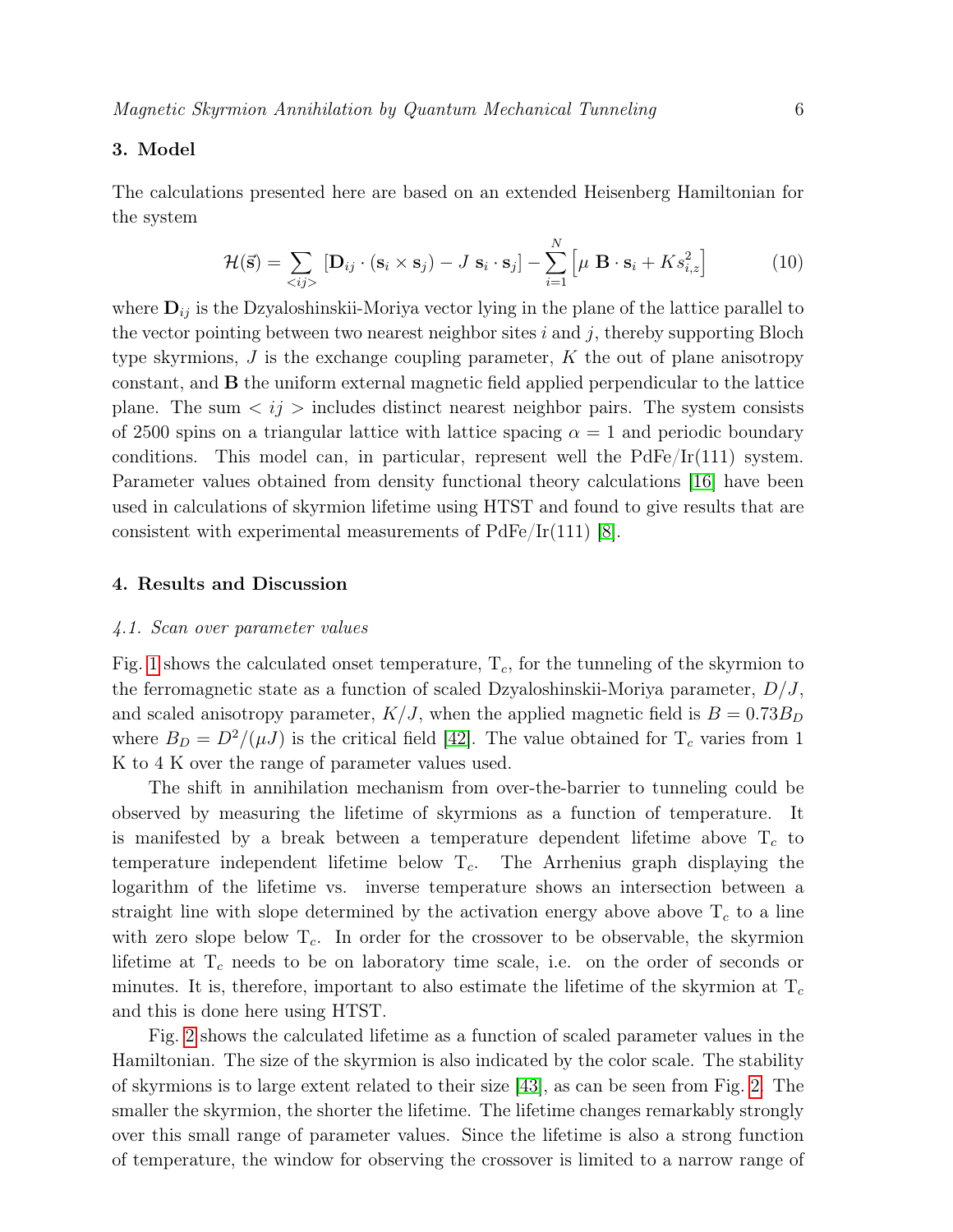## 3. Model

The calculations presented here are based on an extended Heisenberg Hamiltonian for the system

$$\mathcal{H}(\vec{\mathbf{s}}) = \sum_{<ij>} \left[ \mathbf{D}_{ij} \cdot (\mathbf{s}_i \times \mathbf{s}_j) - J \; \mathbf{s}_i \cdot \mathbf{s}_j \right] - \sum_{i=1}^{N} \left[ \mu \; \mathbf{B} \cdot \mathbf{s}_i + K s_{i,z}^2 \right] \tag{10}$$

where $\mathbf{D}_{ij}$ is the Dzyaloshinskii-Moriya vector lying in the plane of the lattice parallel to the vector pointing between two nearest neighbor sites $i$ and $j$, thereby supporting Bloch type skyrmions, $J$ is the exchange coupling parameter, $K$ the out of plane anisotropy constant, and $\mathbf{B}$ the uniform external magnetic field applied perpendicular to the lattice plane. The sum $< ij >$ includes distinct nearest neighbor pairs. The system consists of 2500 spins on a triangular lattice with lattice spacing $\alpha = 1$ and periodic boundary conditions. This model can, in particular, represent well the PdFe/Ir(111) system. Parameter values obtained from density functional theory calculations [16] have been used in calculations of skyrmion lifetime using HTST and found to give results that are consistent with experimental measurements of PdFe/Ir(111) [8].

## 4. Results and Discussion

### *4.1. Scan over parameter values*

Fig. 1 shows the calculated onset temperature, $T_c$, for the tunneling of the skyrmion to the ferromagnetic state as a function of scaled Dzyaloshinskii-Moriya parameter, $D/J$, and scaled anisotropy parameter, $K/J$, when the applied magnetic field is $B = 0.73 B_D$ where $B_D = D^2/(\mu J)$ is the critical field [42]. The value obtained for $T_c$ varies from 1 K to 4 K over the range of parameter values used.

The shift in annihilation mechanism from over-the-barrier to tunneling could be observed by measuring the lifetime of skyrmions as a function of temperature. It is manifested by a break between a temperature dependent lifetime above $T_c$ to temperature independent lifetime below $T_c$. The Arrhenius graph displaying the logarithm of the lifetime vs. inverse temperature shows an intersection between a straight line with slope determined by the activation energy above above $T_c$ to a line with zero slope below $T_c$. In order for the crossover to be observable, the skyrmion lifetime at $T_c$ needs to be on laboratory time scale, i.e. on the order of seconds or minutes. It is, therefore, important to also estimate the lifetime of the skyrmion at $T_c$ and this is done here using HTST.

Fig. 2 shows the calculated lifetime as a function of scaled parameter values in the Hamiltonian. The size of the skyrmion is also indicated by the color scale. The stability of skyrmions is to large extent related to their size [43], as can be seen from Fig. 2. The smaller the skyrmion, the shorter the lifetime. The lifetime changes remarkably strongly over this small range of parameter values. Since the lifetime is also a strong function of temperature, the window for observing the crossover is limited to a narrow range of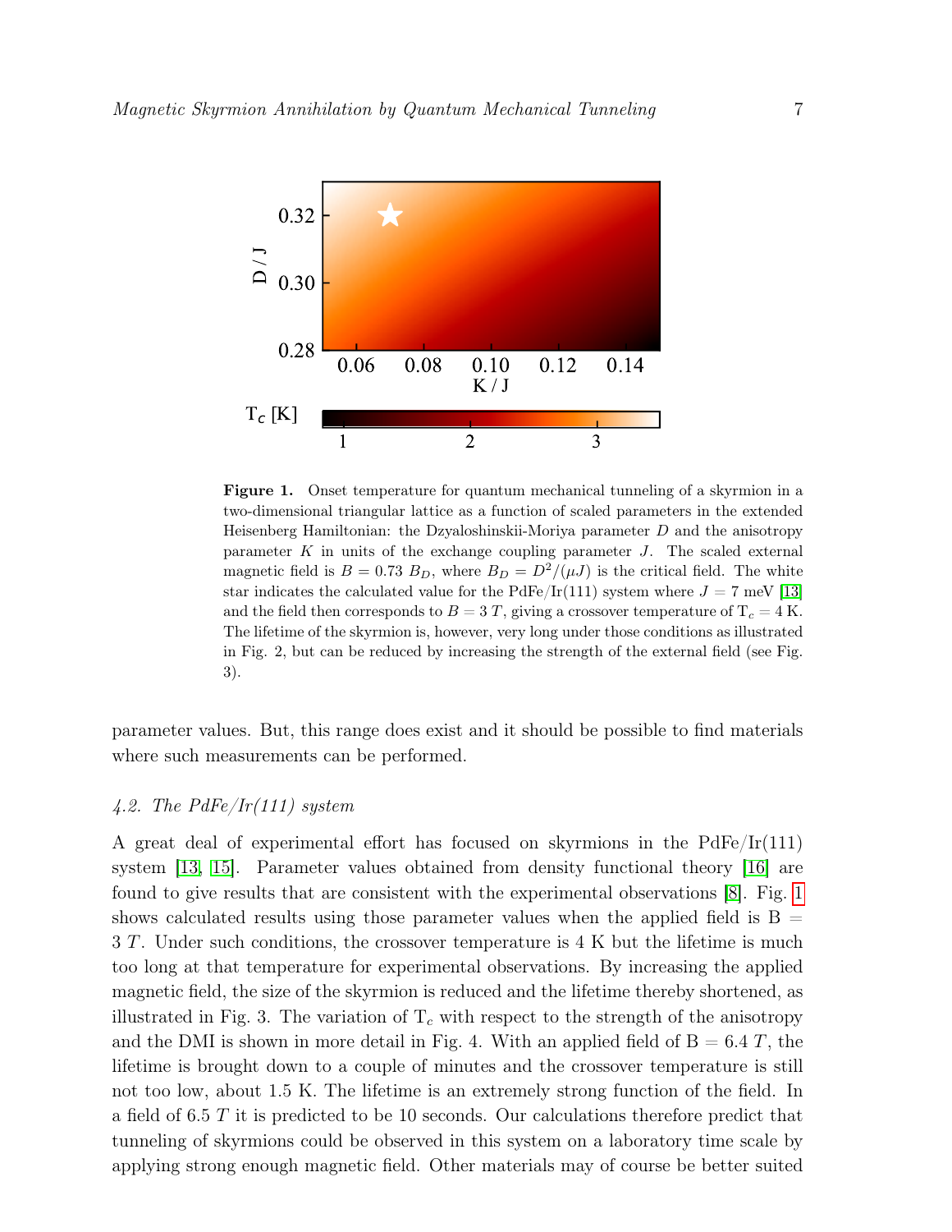0.32

D / J

0.30

0.28

0.06 0.08 0.10 0.12 0.14

K / J

$T_c$ [K]

1 2 3

**Figure 1.** Onset temperature for quantum mechanical tunneling of a skyrmion in a two-dimensional triangular lattice as a function of scaled parameters in the extended Heisenberg Hamiltonian: the Dzyaloshinskii-Moriya parameter $D$ and the anisotropy parameter $K$ in units of the exchange coupling parameter $J$. The scaled external magnetic field is $B = 0.73\ B_D$, where $B_D = D^2/(\mu J)$ is the critical field. The white star indicates the calculated value for the PdFe/Ir(111) system where $J = 7$ meV [13] and the field then corresponds to $B = 3\ T$, giving a crossover temperature of $T_c = 4$ K. The lifetime of the skyrmion is, however, very long under those conditions as illustrated in Fig. 2, but can be reduced by increasing the strength of the external field (see Fig. 3).

parameter values. But, this range does exist and it should be possible to find materials where such measurements can be performed.

### *4.2. The PdFe/Ir(111) system*

A great deal of experimental effort has focused on skyrmions in the PdFe/Ir(111) system [13, 15]. Parameter values obtained from density functional theory [16] are found to give results that are consistent with the experimental observations [8]. Fig. 1 shows calculated results using those parameter values when the applied field is B = 3 $T$. Under such conditions, the crossover temperature is 4 K but the lifetime is much too long at that temperature for experimental observations. By increasing the applied magnetic field, the size of the skyrmion is reduced and the lifetime thereby shortened, as illustrated in Fig. 3. The variation of $T_c$ with respect to the strength of the anisotropy and the DMI is shown in more detail in Fig. 4. With an applied field of B = 6.4 $T$, the lifetime is brought down to a couple of minutes and the crossover temperature is still not too low, about 1.5 K. The lifetime is an extremely strong function of the field. In a field of 6.5 $T$ it is predicted to be 10 seconds. Our calculations therefore predict that tunneling of skyrmions could be observed in this system on a laboratory time scale by applying strong enough magnetic field. Other materials may of course be better suited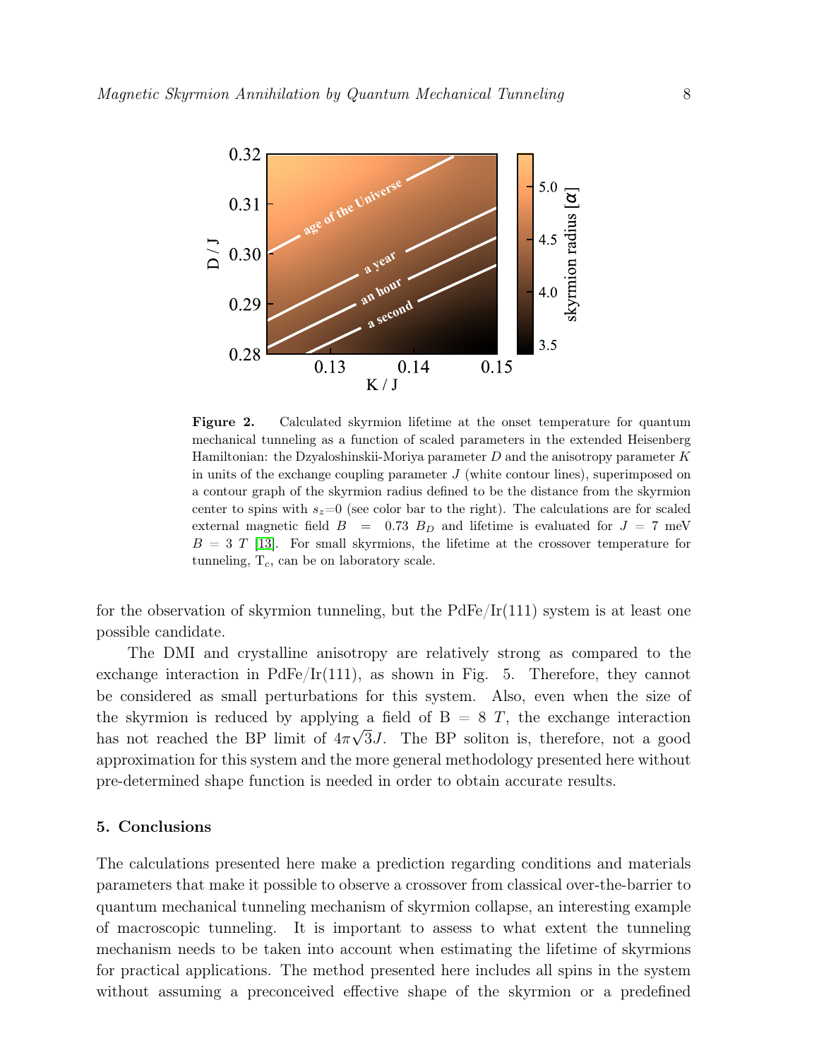0.32
0.31
0.30
0.29
0.28
D / J
0.13
0.14
0.15
K / J
age of the Universe
a year
an hour
a second
5.0
4.5
4.0
3.5
skyrmion radius [$\alpha$]

**Figure 2.** Calculated skyrmion lifetime at the onset temperature for quantum mechanical tunneling as a function of scaled parameters in the extended Heisenberg Hamiltonian: the Dzyaloshinskii-Moriya parameter $D$ and the anisotropy parameter $K$ in units of the exchange coupling parameter $J$ (white contour lines), superimposed on a contour graph of the skyrmion radius defined to be the distance from the skyrmion center to spins with $s_z$=0 (see color bar to the right). The calculations are for scaled external magnetic field $B = 0.73\ B_D$ and lifetime is evaluated for $J = 7$ meV $B = 3\ T$ [13]. For small skyrmions, the lifetime at the crossover temperature for tunneling, $T_c$, can be on laboratory scale.

for the observation of skyrmion tunneling, but the PdFe/Ir(111) system is at least one possible candidate.

The DMI and crystalline anisotropy are relatively strong as compared to the exchange interaction in PdFe/Ir(111), as shown in Fig. 5. Therefore, they cannot be considered as small perturbations for this system. Also, even when the size of the skyrmion is reduced by applying a field of B = 8 $T$, the exchange interaction has not reached the BP limit of $4\pi\sqrt{3}J$. The BP soliton is, therefore, not a good approximation for this system and the more general methodology presented here without pre-determined shape function is needed in order to obtain accurate results.

## 5. Conclusions

The calculations presented here make a prediction regarding conditions and materials parameters that make it possible to observe a crossover from classical over-the-barrier to quantum mechanical tunneling mechanism of skyrmion collapse, an interesting example of macroscopic tunneling. It is important to assess to what extent the tunneling mechanism needs to be taken into account when estimating the lifetime of skyrmions for practical applications. The method presented here includes all spins in the system without assuming a preconceived effective shape of the skyrmion or a predefined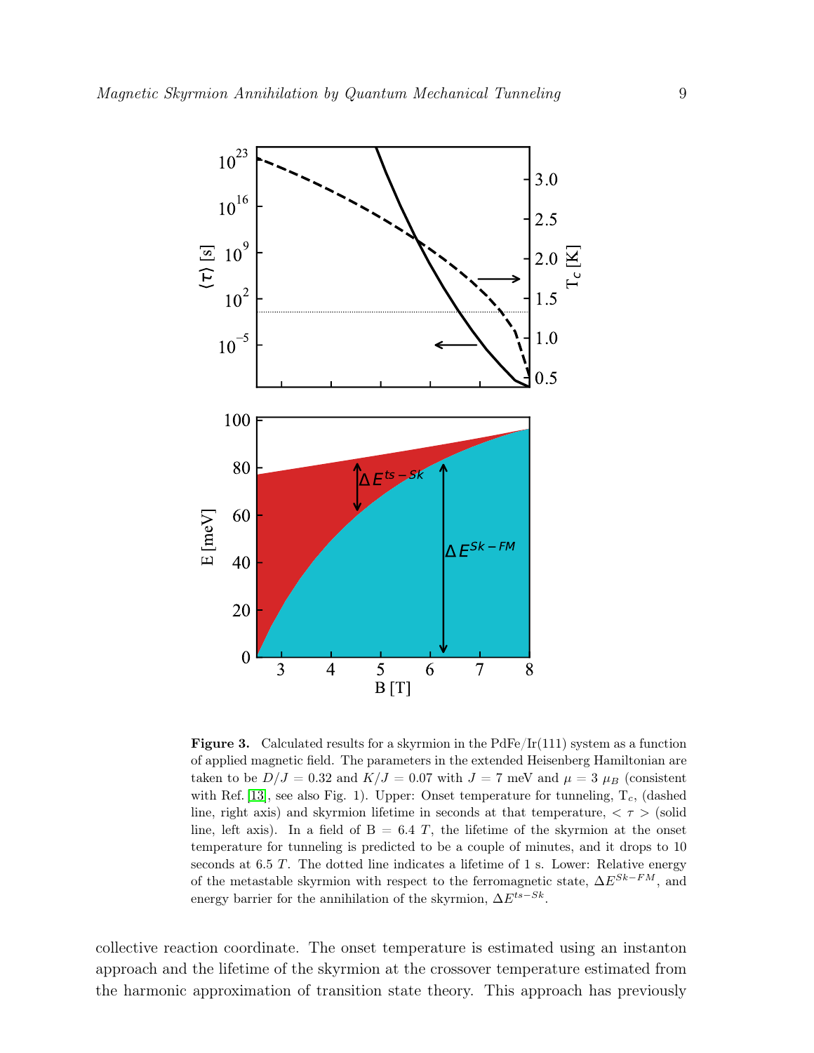$10^{23}$
$10^{16}$
$10^{9}$
$10^{2}$
$10^{-5}$
$\langle\tau\rangle$ [s]
3.0
2.5
2.0
1.5
1.0
0.5
$T_c$ [K]

100
80
60
40
20
0
E [meV]
$\Delta E^{ts-Sk}$
$\Delta E^{Sk-FM}$
3 4 5 6 7 8
B [T]

**Figure 3.** Calculated results for a skyrmion in the PdFe/Ir(111) system as a function of applied magnetic field. The parameters in the extended Heisenberg Hamiltonian are taken to be $D/J = 0.32$ and $K/J = 0.07$ with $J = 7$ meV and $\mu = 3\ \mu_B$ (consistent with Ref. [13], see also Fig. 1). Upper: Onset temperature for tunneling, $T_c$, (dashed line, right axis) and skyrmion lifetime in seconds at that temperature, $< \tau >$ (solid line, left axis). In a field of B = 6.4 $T$, the lifetime of the skyrmion at the onset temperature for tunneling is predicted to be a couple of minutes, and it drops to 10 seconds at 6.5 $T$. The dotted line indicates a lifetime of 1 s. Lower: Relative energy of the metastable skyrmion with respect to the ferromagnetic state, $\Delta E^{Sk-FM}$, and energy barrier for the annihilation of the skyrmion, $\Delta E^{ts-Sk}$.

collective reaction coordinate. The onset temperature is estimated using an instanton approach and the lifetime of the skyrmion at the crossover temperature estimated from the harmonic approximation of transition state theory. This approach has previously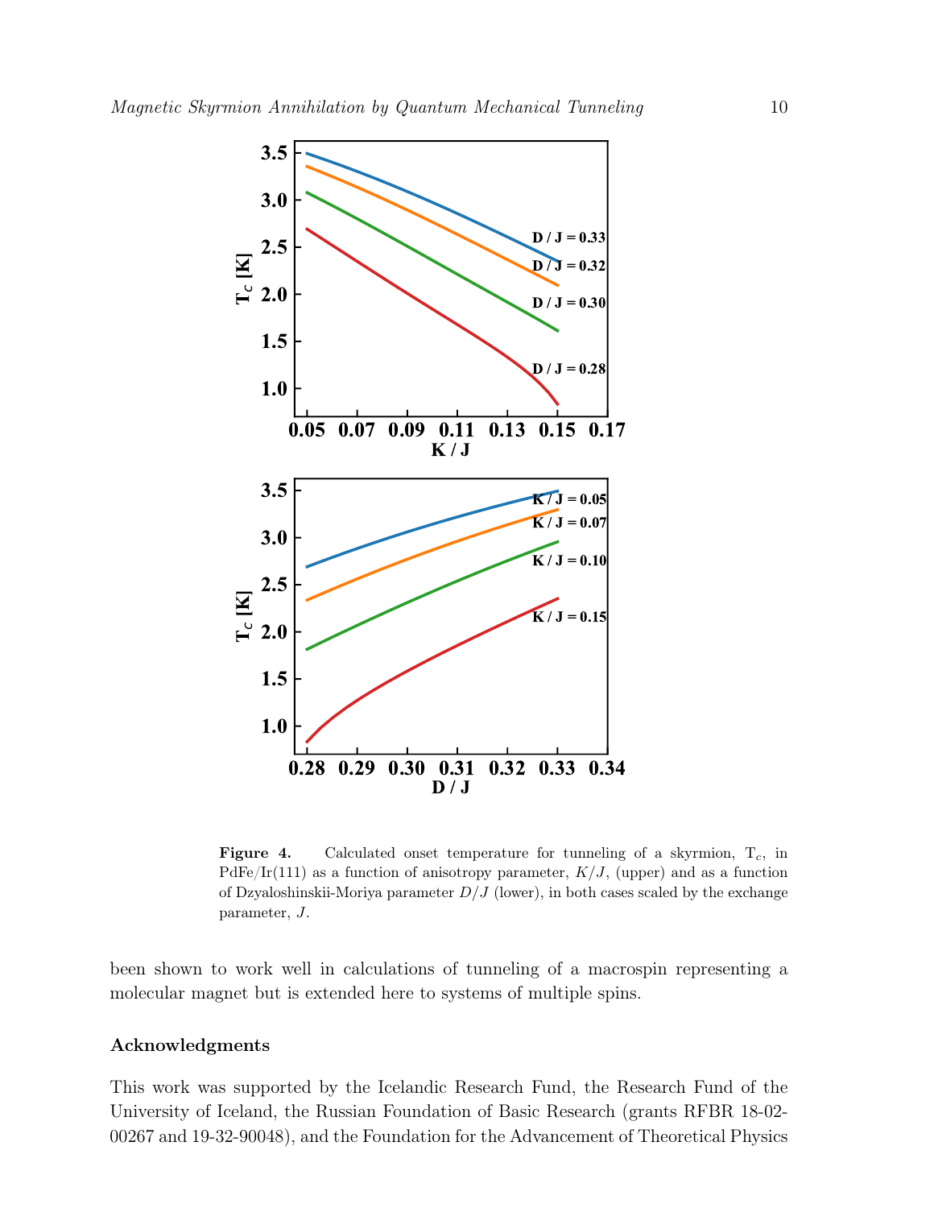3.5
3.0
2.5
2.0
1.5
1.0

T$_c$ [K]

0.05 0.07 0.09 0.11 0.13 0.15 0.17

K / J

D / J = 0.33
D / J = 0.32
D / J = 0.30
D / J = 0.28

3.5
3.0
2.5
2.0
1.5
1.0

T$_c$ [K]

0.28 0.29 0.30 0.31 0.32 0.33 0.34

D / J

K / J = 0.05
K / J = 0.07
K / J = 0.10
K / J = 0.15

**Figure 4.** Calculated onset temperature for tunneling of a skyrmion, $T_c$, in PdFe/Ir(111) as a function of anisotropy parameter, $K/J$, (upper) and as a function of Dzyaloshinskii-Moriya parameter $D/J$ (lower), in both cases scaled by the exchange parameter, $J$.

been shown to work well in calculations of tunneling of a macrospin representing a molecular magnet but is extended here to systems of multiple spins.

## Acknowledgments

This work was supported by the Icelandic Research Fund, the Research Fund of the University of Iceland, the Russian Foundation of Basic Research (grants RFBR 18-02-00267 and 19-32-90048), and the Foundation for the Advancement of Theoretical Physics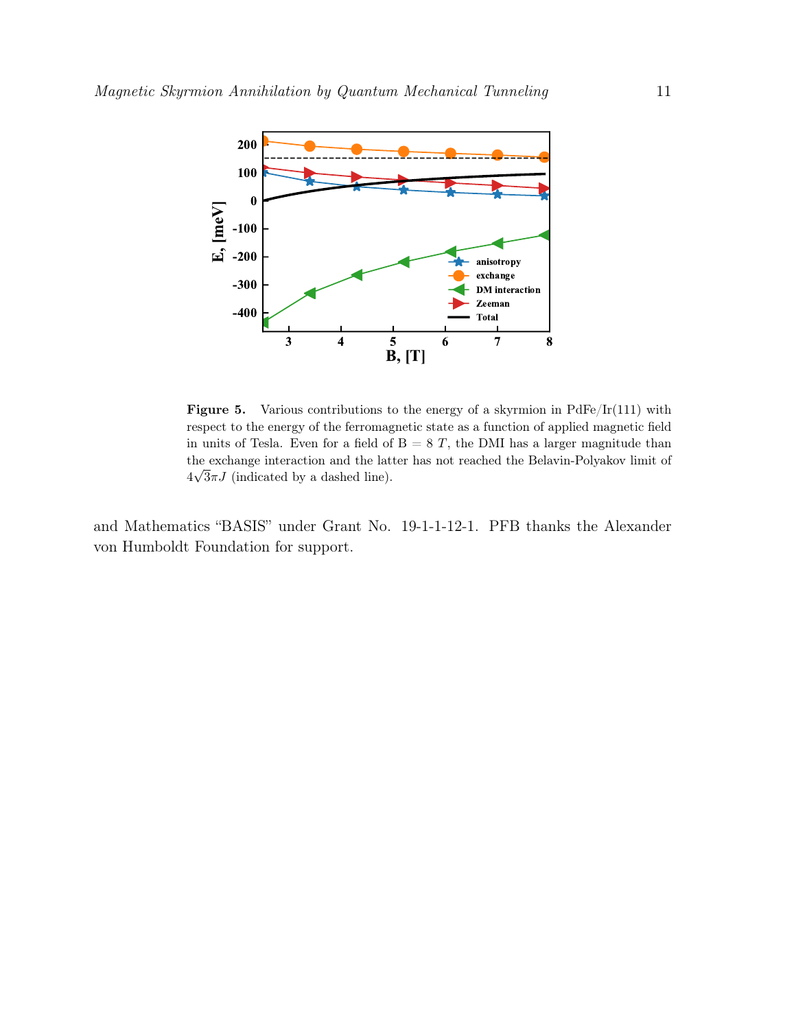200
100
0
-100
-200
-300
-400
E, [meV]
3
4
5
6
7
8
B, [T]
anisotropy
exchange
DM interaction
Zeeman
Total

**Figure 5.** Various contributions to the energy of a skyrmion in PdFe/Ir(111) with respect to the energy of the ferromagnetic state as a function of applied magnetic field in units of Tesla. Even for a field of B = 8 $T$, the DMI has a larger magnitude than the exchange interaction and the latter has not reached the Belavin-Polyakov limit of $4\sqrt{3}\pi J$ (indicated by a dashed line).

and Mathematics "BASIS" under Grant No. 19-1-1-12-1. PFB thanks the Alexander von Humboldt Foundation for support.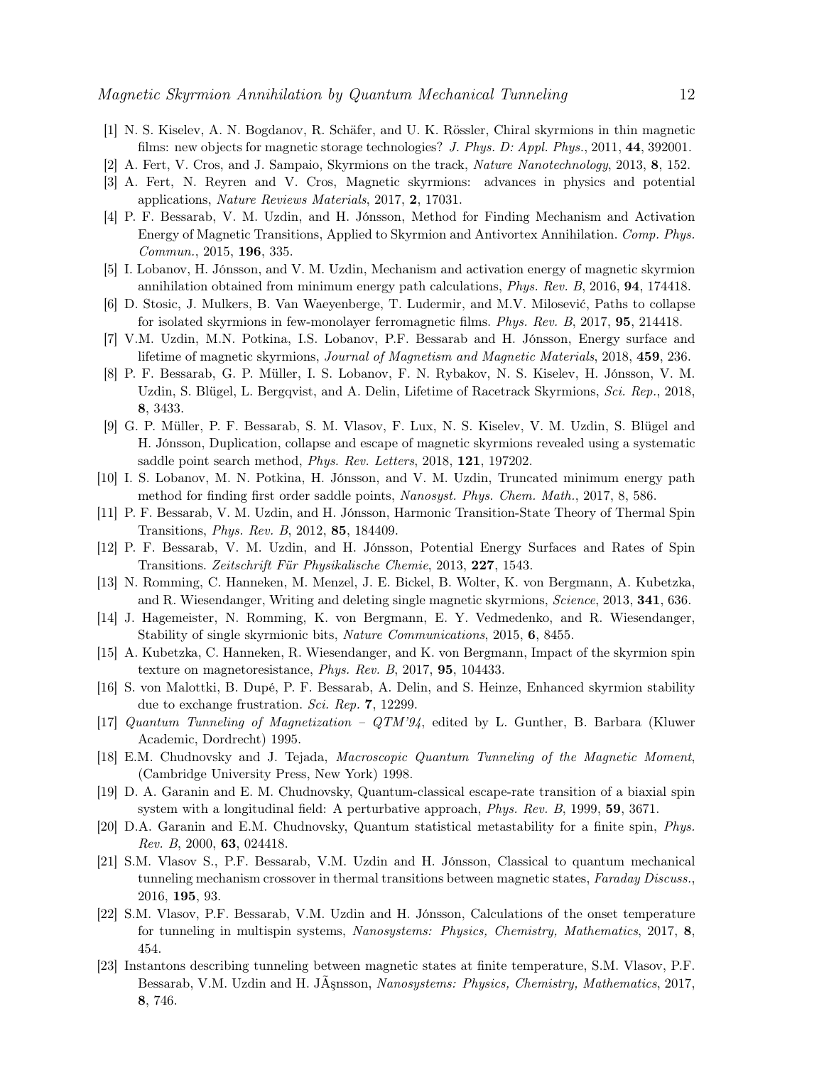[1] N. S. Kiselev, A. N. Bogdanov, R. Schäfer, and U. K. Rössler, Chiral skyrmions in thin magnetic films: new objects for magnetic storage technologies? *J. Phys. D: Appl. Phys.*, 2011, **44**, 392001.

[2] A. Fert, V. Cros, and J. Sampaio, Skyrmions on the track, *Nature Nanotechnology*, 2013, **8**, 152.

[3] A. Fert, N. Reyren and V. Cros, Magnetic skyrmions: advances in physics and potential applications, *Nature Reviews Materials*, 2017, **2**, 17031.

[4] P. F. Bessarab, V. M. Uzdin, and H. Jónsson, Method for Finding Mechanism and Activation Energy of Magnetic Transitions, Applied to Skyrmion and Antivortex Annihilation. *Comp. Phys. Commun.*, 2015, **196**, 335.

[5] I. Lobanov, H. Jónsson, and V. M. Uzdin, Mechanism and activation energy of magnetic skyrmion annihilation obtained from minimum energy path calculations, *Phys. Rev. B*, 2016, **94**, 174418.

[6] D. Stosic, J. Mulkers, B. Van Waeyenberge, T. Ludermir, and M.V. Milosević, Paths to collapse for isolated skyrmions in few-monolayer ferromagnetic films. *Phys. Rev. B*, 2017, **95**, 214418.

[7] V.M. Uzdin, M.N. Potkina, I.S. Lobanov, P.F. Bessarab and H. Jónsson, Energy surface and lifetime of magnetic skyrmions, *Journal of Magnetism and Magnetic Materials*, 2018, **459**, 236.

[8] P. F. Bessarab, G. P. Müller, I. S. Lobanov, F. N. Rybakov, N. S. Kiselev, H. Jónsson, V. M. Uzdin, S. Blügel, L. Bergqvist, and A. Delin, Lifetime of Racetrack Skyrmions, *Sci. Rep.*, 2018, **8**, 3433.

[9] G. P. Müller, P. F. Bessarab, S. M. Vlasov, F. Lux, N. S. Kiselev, V. M. Uzdin, S. Blügel and H. Jónsson, Duplication, collapse and escape of magnetic skyrmions revealed using a systematic saddle point search method, *Phys. Rev. Letters*, 2018, **121**, 197202.

[10] I. S. Lobanov, M. N. Potkina, H. Jónsson, and V. M. Uzdin, Truncated minimum energy path method for finding first order saddle points, *Nanosyst. Phys. Chem. Math.*, 2017, 8, 586.

[11] P. F. Bessarab, V. M. Uzdin, and H. Jónsson, Harmonic Transition-State Theory of Thermal Spin Transitions, *Phys. Rev. B*, 2012, **85**, 184409.

[12] P. F. Bessarab, V. M. Uzdin, and H. Jónsson, Potential Energy Surfaces and Rates of Spin Transitions. *Zeitschrift Für Physikalische Chemie*, 2013, **227**, 1543.

[13] N. Romming, C. Hanneken, M. Menzel, J. E. Bickel, B. Wolter, K. von Bergmann, A. Kubetzka, and R. Wiesendanger, Writing and deleting single magnetic skyrmions, *Science*, 2013, **341**, 636.

[14] J. Hagemeister, N. Romming, K. von Bergmann, E. Y. Vedmedenko, and R. Wiesendanger, Stability of single skyrmionic bits, *Nature Communications*, 2015, **6**, 8455.

[15] A. Kubetzka, C. Hanneken, R. Wiesendanger, and K. von Bergmann, Impact of the skyrmion spin texture on magnetoresistance, *Phys. Rev. B*, 2017, **95**, 104433.

[16] S. von Malottki, B. Dupé, P. F. Bessarab, A. Delin, and S. Heinze, Enhanced skyrmion stability due to exchange frustration. *Sci. Rep.* **7**, 12299.

[17] *Quantum Tunneling of Magnetization – QTM'94*, edited by L. Gunther, B. Barbara (Kluwer Academic, Dordrecht) 1995.

[18] E.M. Chudnovsky and J. Tejada, *Macroscopic Quantum Tunneling of the Magnetic Moment*, (Cambridge University Press, New York) 1998.

[19] D. A. Garanin and E. M. Chudnovsky, Quantum-classical escape-rate transition of a biaxial spin system with a longitudinal field: A perturbative approach, *Phys. Rev. B*, 1999, **59**, 3671.

[20] D.A. Garanin and E.M. Chudnovsky, Quantum statistical metastability for a finite spin, *Phys. Rev. B*, 2000, **63**, 024418.

[21] S.M. Vlasov S., P.F. Bessarab, V.M. Uzdin and H. Jónsson, Classical to quantum mechanical tunneling mechanism crossover in thermal transitions between magnetic states, *Faraday Discuss.*, 2016, **195**, 93.

[22] S.M. Vlasov, P.F. Bessarab, V.M. Uzdin and H. Jónsson, Calculations of the onset temperature for tunneling in multispin systems, *Nanosystems: Physics, Chemistry, Mathematics*, 2017, **8**, 454.

[23] Instantons describing tunneling between magnetic states at finite temperature, S.M. Vlasov, P.F. Bessarab, V.M. Uzdin and H. JÃşnsson, *Nanosystems: Physics, Chemistry, Mathematics*, 2017, **8**, 746.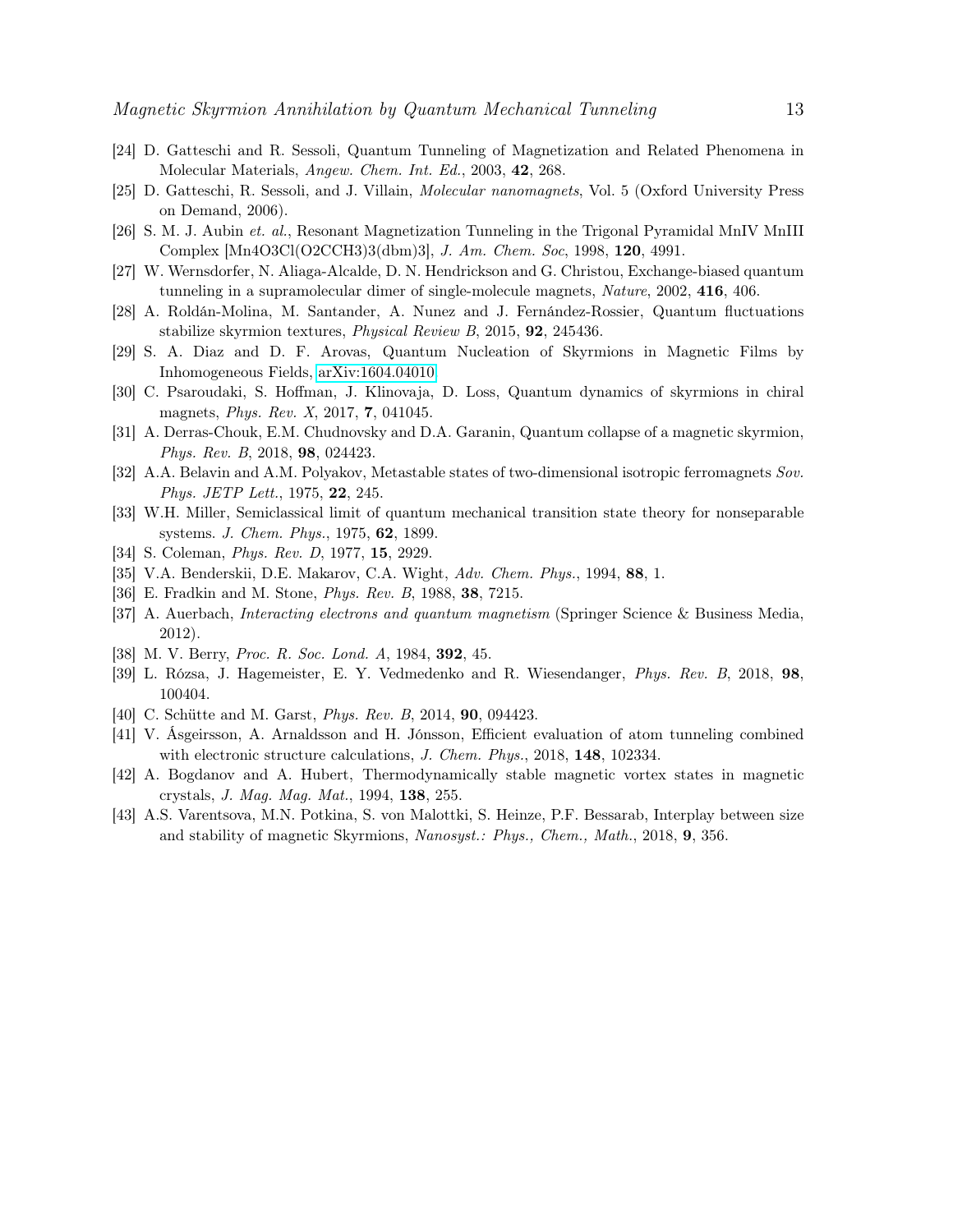[24] D. Gatteschi and R. Sessoli, Quantum Tunneling of Magnetization and Related Phenomena in Molecular Materials, *Angew. Chem. Int. Ed.*, 2003, **42**, 268.

[25] D. Gatteschi, R. Sessoli, and J. Villain, *Molecular nanomagnets*, Vol. 5 (Oxford University Press on Demand, 2006).

[26] S. M. J. Aubin *et. al.*, Resonant Magnetization Tunneling in the Trigonal Pyramidal MnIV MnIII Complex [Mn4O3Cl(O2CCH3)3(dbm)3], *J. Am. Chem. Soc*, 1998, **120**, 4991.

[27] W. Wernsdorfer, N. Aliaga-Alcalde, D. N. Hendrickson and G. Christou, Exchange-biased quantum tunneling in a supramolecular dimer of single-molecule magnets, *Nature*, 2002, **416**, 406.

[28] A. Roldán-Molina, M. Santander, A. Nunez and J. Fernández-Rossier, Quantum fluctuations stabilize skyrmion textures, *Physical Review B*, 2015, **92**, 245436.

[29] S. A. Diaz and D. F. Arovas, Quantum Nucleation of Skyrmions in Magnetic Films by Inhomogeneous Fields, arXiv:1604.04010

[30] C. Psaroudaki, S. Hoffman, J. Klinovaja, D. Loss, Quantum dynamics of skyrmions in chiral magnets, *Phys. Rev. X*, 2017, **7**, 041045.

[31] A. Derras-Chouk, E.M. Chudnovsky and D.A. Garanin, Quantum collapse of a magnetic skyrmion, *Phys. Rev. B*, 2018, **98**, 024423.

[32] A.A. Belavin and A.M. Polyakov, Metastable states of two-dimensional isotropic ferromagnets *Sov. Phys. JETP Lett.*, 1975, **22**, 245.

[33] W.H. Miller, Semiclassical limit of quantum mechanical transition state theory for nonseparable systems. *J. Chem. Phys.*, 1975, **62**, 1899.

[34] S. Coleman, *Phys. Rev. D*, 1977, **15**, 2929.

[35] V.A. Benderskii, D.E. Makarov, C.A. Wight, *Adv. Chem. Phys.*, 1994, **88**, 1.

[36] E. Fradkin and M. Stone, *Phys. Rev. B*, 1988, **38**, 7215.

[37] A. Auerbach, *Interacting electrons and quantum magnetism* (Springer Science & Business Media, 2012).

[38] M. V. Berry, *Proc. R. Soc. Lond. A*, 1984, **392**, 45.

[39] L. Rózsa, J. Hagemeister, E. Y. Vedmedenko and R. Wiesendanger, *Phys. Rev. B*, 2018, **98**, 100404.

[40] C. Schütte and M. Garst, *Phys. Rev. B*, 2014, **90**, 094423.

[41] V. Ásgeirsson, A. Arnaldsson and H. Jónsson, Efficient evaluation of atom tunneling combined with electronic structure calculations, *J. Chem. Phys.*, 2018, **148**, 102334.

[42] A. Bogdanov and A. Hubert, Thermodynamically stable magnetic vortex states in magnetic crystals, *J. Mag. Mag. Mat.*, 1994, **138**, 255.

[43] A.S. Varentsova, M.N. Potkina, S. von Malottki, S. Heinze, P.F. Bessarab, Interplay between size and stability of magnetic Skyrmions, *Nanosyst.: Phys., Chem., Math.*, 2018, **9**, 356.